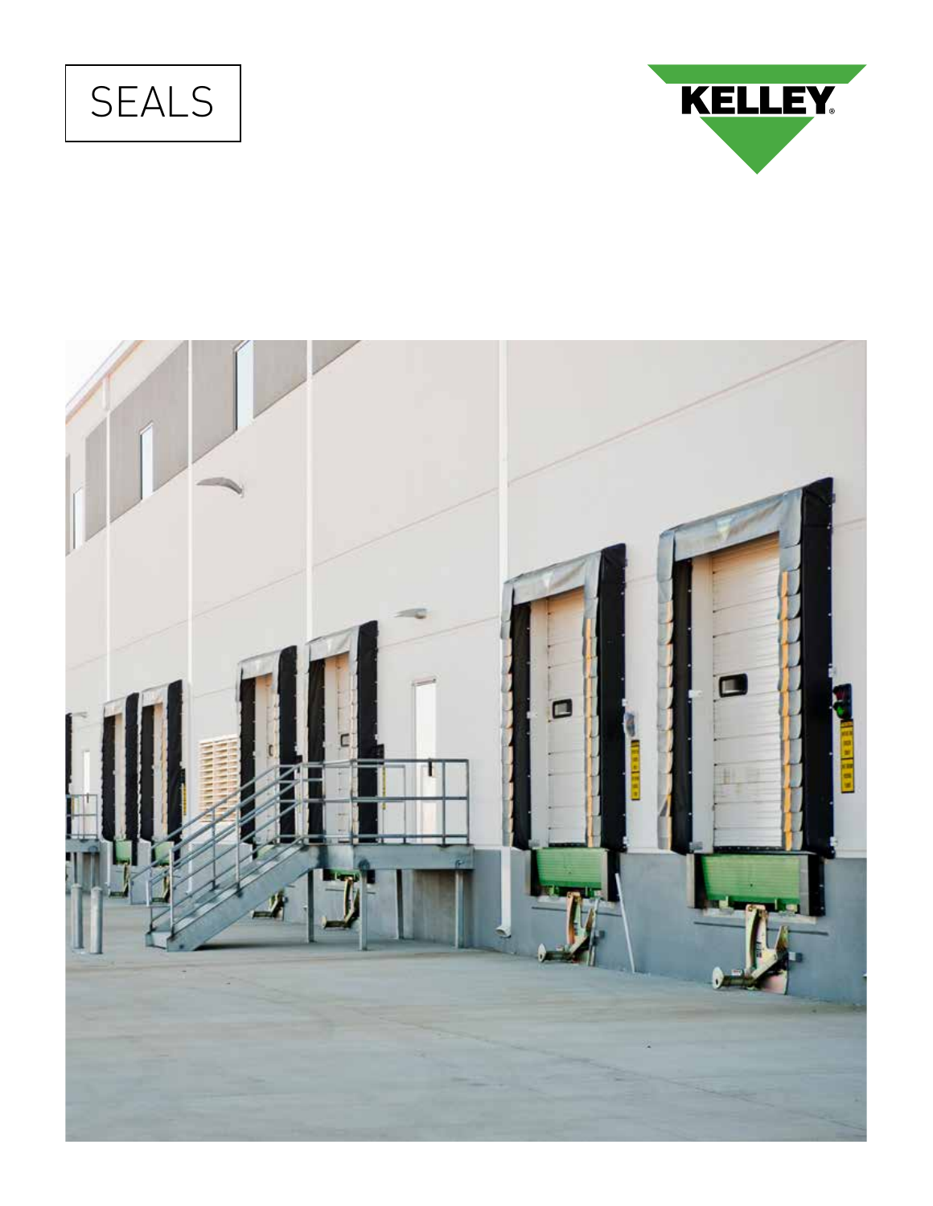# SEALS

KELLEY®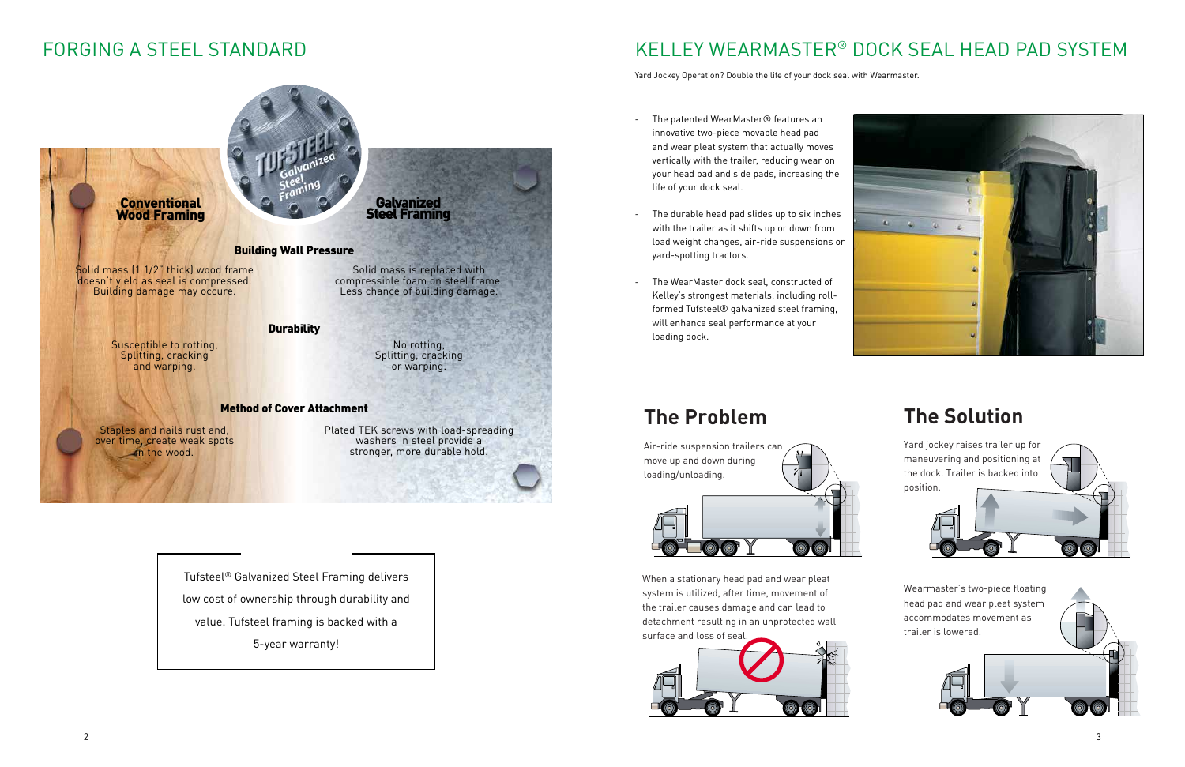# FORGING A STEEL STANDARD

| Conventional Wood Framing | | Galvanized Steel Framing |
|---|---|---|
| | **Building Wall Pressure** | |
| Solid mass (1 1/2" thick) wood frame doesn't yield as seal is compressed. Building damage may occure. | | Solid mass is replaced with compressible foam on steel frame. Less chance of building damage. |
| | **Durability** | |
| Susceptible to rotting, Splitting, cracking and warping. | | No rotting, Splitting, cracking or warping. |
| | **Method of Cover Attachment** | |
| Staples and nails rust and, over time, create weak spots in the wood. | | Plated TEK screws with load-spreading washers in steel provide a stronger, more durable hold. |

Tufsteel® Galvanized Steel Framing delivers low cost of ownership through durability and value. Tufsteel framing is backed with a 5-year warranty!

# KELLEY WEARMASTER® DOCK SEAL HEAD PAD SYSTEM

Yard Jockey Operation? Double the life of your dock seal with Wearmaster.

- The patented WearMaster® features an innovative two-piece movable head pad and wear pleat system that actually moves vertically with the trailer, reducing wear on your head pad and side pads, increasing the life of your dock seal.
- The durable head pad slides up to six inches with the trailer as it shifts up or down from load weight changes, air-ride suspensions or yard-spotting tractors.
- The WearMaster dock seal, constructed of Kelley's strongest materials, including roll-formed Tufsteel® galvanized steel framing, will enhance seal performance at your loading dock.

## The Problem

Air-ride suspension trailers can move up and down during loading/unloading.

When a stationary head pad and wear pleat system is utilized, after time, movement of the trailer causes damage and can lead to detachment resulting in an unprotected wall surface and loss of seal.

## The Solution

Yard jockey raises trailer up for maneuvering and positioning at the dock. Trailer is backed into position.

Wearmaster's two-piece floating head pad and wear pleat system accommodates movement as trailer is lowered.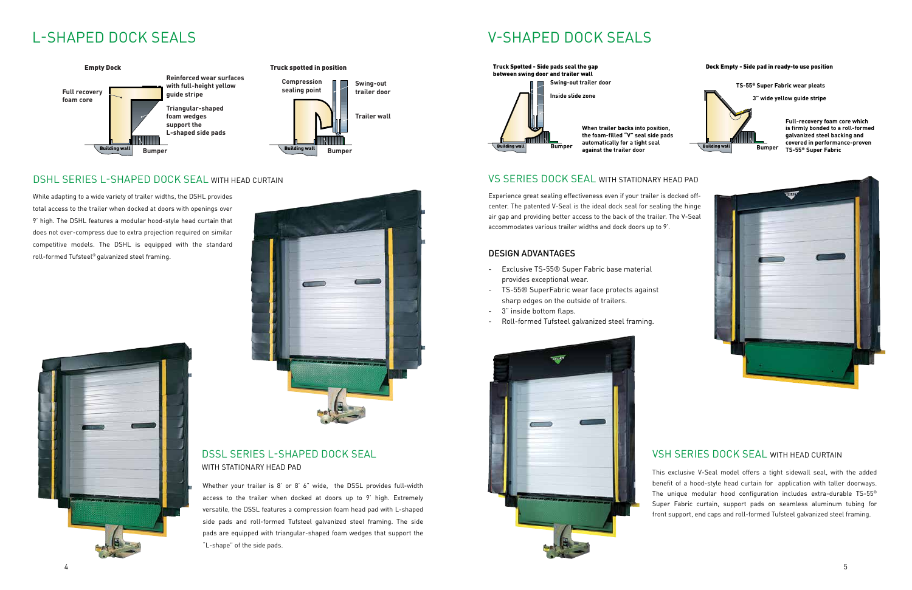# L-SHAPED DOCK SEALS

**Empty Dock**

Full recovery foam core

Reinforced wear surfaces with full-height yellow guide stripe

Triangular-shaped foam wedges support the L-shaped side pads

Building wall

Bumper

**Truck spotted in position**

Compression sealing point

Swing-out trailer door

Trailer wall

Building wall

Bumper

## DSHL SERIES L-SHAPED DOCK SEAL WITH HEAD CURTAIN

While adapting to a wide variety of trailer widths, the DSHL provides total access to the trailer when docked at doors with openings over 9' high. The DSHL features a modular hood-style head curtain that does not over-compress due to extra projection required on similar competitive models. The DSHL is equipped with the standard roll-formed Tufsteel® galvanized steel framing.

## DSSL SERIES L-SHAPED DOCK SEAL

WITH STATIONARY HEAD PAD

Whether your trailer is 8' or 8' 6" wide, the DSSL provides full-width access to the trailer when docked at doors up to 9' high. Extremely versatile, the DSSL features a compression foam head pad with L-shaped side pads and roll-formed Tufsteel galvanized steel framing. The side pads are equipped with triangular-shaped foam wedges that support the "L-shape" of the side pads.

# V-SHAPED DOCK SEALS

**Truck Spotted - Side pads seal the gap between swing door and trailer wall**

Swing-out trailer door

Inside slide zone

When trailer backs into position, the foam-filled "V" seal side pads automatically for a tight seal against the trailer door

Building wall

Bumper

**Dock Empty - Side pad in ready-to use position**

TS-55® Super Fabric wear pleats

3" wide yellow guide stripe

Full-recovery foam core which is firmly bonded to a roll-formed galvanized steel backing and covered in performance-proven TS-55® Super Fabric

Building wall

Bumper

## VS SERIES DOCK SEAL WITH STATIONARY HEAD PAD

Experience great sealing effectiveness even if your trailer is docked off-center. The patented V-Seal is the ideal dock seal for sealing the hinge air gap and providing better access to the back of the trailer. The V-Seal accommodates various trailer widths and dock doors up to 9'.

### DESIGN ADVANTAGES

- Exclusive TS-55® Super Fabric base material provides exceptional wear.
- TS-55® SuperFabric wear face protects against sharp edges on the outside of trailers.
- 3" inside bottom flaps.
- Roll-formed Tufsteel galvanized steel framing.

## VSH SERIES DOCK SEAL WITH HEAD CURTAIN

This exclusive V-Seal model offers a tight sidewall seal, with the added benefit of a hood-style head curtain for application with taller doorways. The unique modular hood configuration includes extra-durable TS-55® Super Fabric curtain, support pads on seamless aluminum tubing for front support, end caps and roll-formed Tufsteel galvanized steel framing.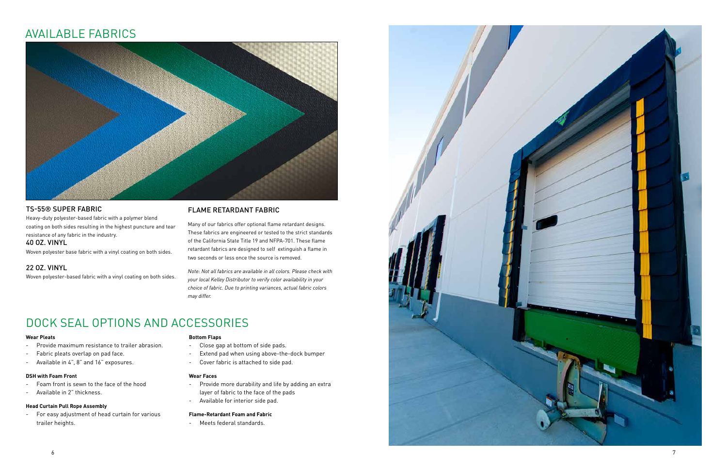# AVAILABLE FABRICS

## TS-55® SUPER FABRIC

Heavy-duty polyester-based fabric with a polymer blend coating on both sides resulting in the highest puncture and tear resistance of any fabric in the industry.

## 40 OZ. VINYL

Woven polyester base fabric with a vinyl coating on both sides.

## 22 OZ. VINYL

Woven polyester-based fabric with a vinyl coating on both sides.

## FLAME RETARDANT FABRIC

Many of our fabrics offer optional flame retardant designs. These fabrics are engineered or tested to the strict standards of the California State Title 19 and NFPA-701. These flame retardant fabrics are designed to self extinguish a flame in two seconds or less once the source is removed.

*Note: Not all fabrics are available in all colors. Please check with your local Kelley Distributor to verify color availability in your choice of fabric. Due to printing variances, actual fabric colors may differ.*

# DOCK SEAL OPTIONS AND ACCESSORIES

**Wear Pleats**

- Provide maximum resistance to trailer abrasion.
- Fabric pleats overlap on pad face.
- Available in 4", 8" and 16" exposures.

**DSH with Foam Front**

- Foam front is sewn to the face of the hood
- Available in 2" thickness.

**Head Curtain Pull Rope Assembly**

- For easy adjustment of head curtain for various trailer heights.

**Bottom Flaps**

- Close gap at bottom of side pads.
- Extend pad when using above-the-dock bumper
- Cover fabric is attached to side pad.

**Wear Faces**

- Provide more durability and life by adding an extra layer of fabric to the face of the pads
- Available for interior side pad.

**Flame-Retardant Foam and Fabric**

- Meets federal standards.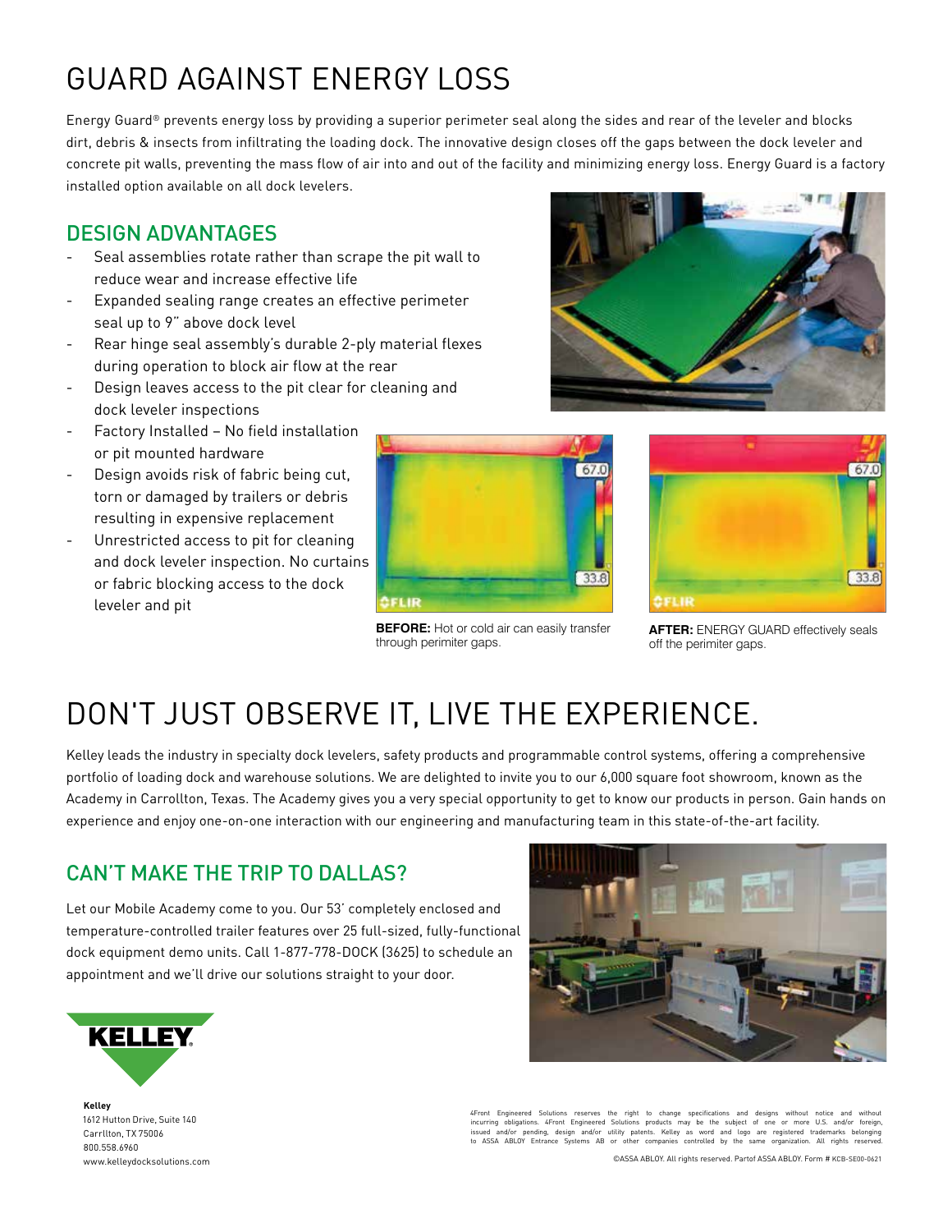# GUARD AGAINST ENERGY LOSS

Energy Guard® prevents energy loss by providing a superior perimeter seal along the sides and rear of the leveler and blocks dirt, debris & insects from infiltrating the loading dock. The innovative design closes off the gaps between the dock leveler and concrete pit walls, preventing the mass flow of air into and out of the facility and minimizing energy loss. Energy Guard is a factory installed option available on all dock levelers.

## DESIGN ADVANTAGES

- Seal assemblies rotate rather than scrape the pit wall to reduce wear and increase effective life
- Expanded sealing range creates an effective perimeter seal up to 9" above dock level
- Rear hinge seal assembly's durable 2-ply material flexes during operation to block air flow at the rear
- Design leaves access to the pit clear for cleaning and dock leveler inspections
- Factory Installed – No field installation or pit mounted hardware
- Design avoids risk of fabric being cut, torn or damaged by trailers or debris resulting in expensive replacement
- Unrestricted access to pit for cleaning and dock leveler inspection. No curtains or fabric blocking access to the dock leveler and pit

67.0

33.8

FLIR

**BEFORE:** Hot or cold air can easily transfer through perimeter gaps.

67.0

33.8

FLIR

**AFTER:** ENERGY GUARD effectively seals off the perimeter gaps.

# DON'T JUST OBSERVE IT, LIVE THE EXPERIENCE.

Kelley leads the industry in specialty dock levelers, safety products and programmable control systems, offering a comprehensive portfolio of loading dock and warehouse solutions. We are delighted to invite you to our 6,000 square foot showroom, known as the Academy in Carrollton, Texas. The Academy gives you a very special opportunity to get to know our products in person. Gain hands on experience and enjoy one-on-one interaction with our engineering and manufacturing team in this state-of-the-art facility.

## CAN'T MAKE THE TRIP TO DALLAS?

Let our Mobile Academy come to you. Our 53' completely enclosed and temperature-controlled trailer features over 25 full-sized, fully-functional dock equipment demo units. Call 1-877-778-DOCK (3625) to schedule an appointment and we'll drive our solutions straight to your door.

KELLEY

**Kelley**
1612 Hutton Drive, Suite 140
Carrllton, TX 75006
800.558.6960
www.kelleydocksolutions.com

4Front Engineered Solutions reserves the right to change specifications and designs without notice and without incurring obligations. 4Front Engineered Solutions products may be the subject of one or more U.S. and/or foreign, issued and/or pending, design and/or utility patents. Kelley as word and logo are registered trademarks belonging to ASSA ABLOY Entrance Systems AB or other companies controlled by the same organization. All rights reserved.

©ASSA ABLOY. All rights reserved. Partof ASSA ABLOY. Form # KCB-SE00-0621